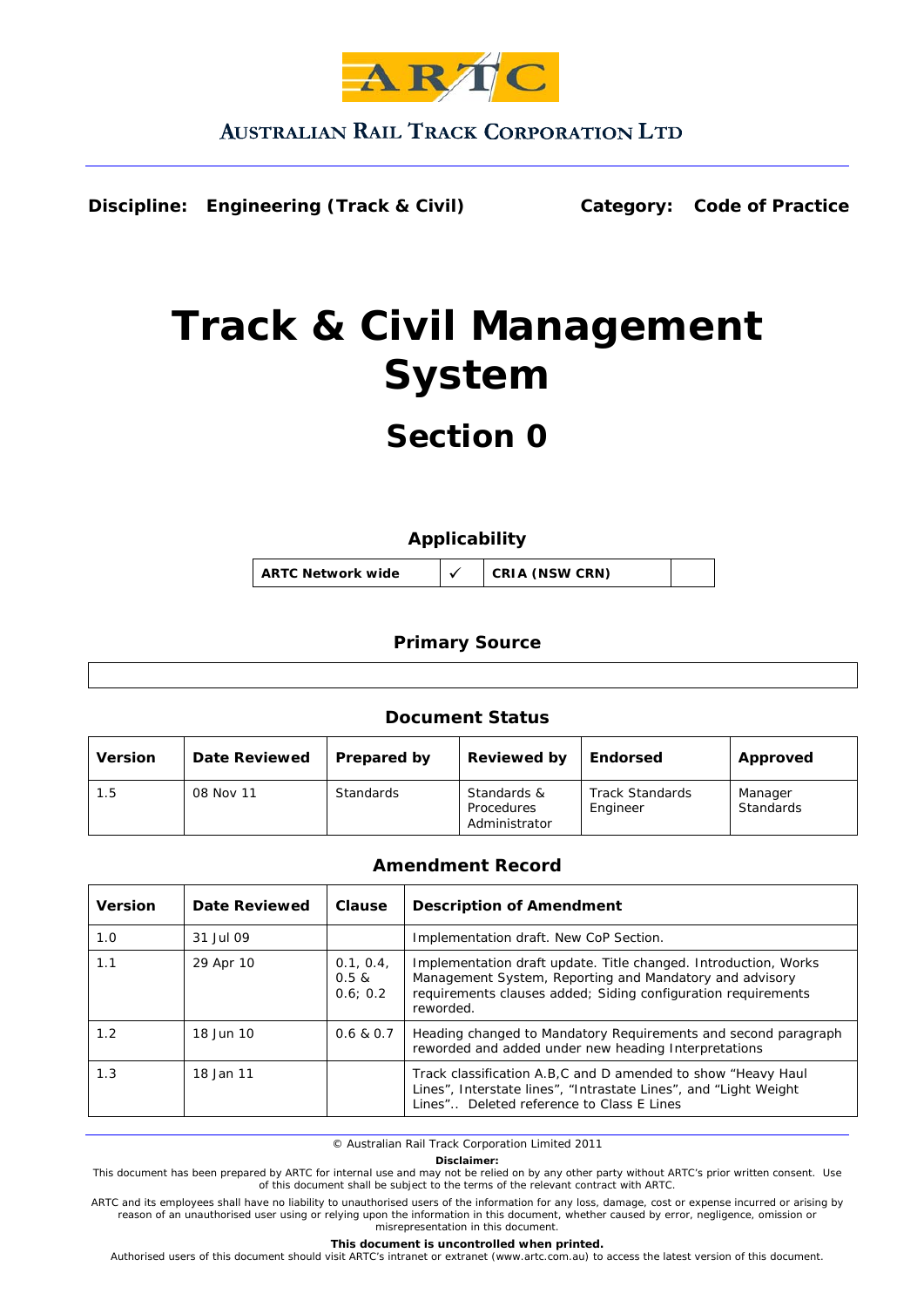AUSTRALIAN RAIL TRACK CORPORATION LTD

**Discipline: Engineering (Track & Civil)** **Category: Code of Practice**

# Track & Civil Management System

## Section 0

### Applicability

| ARTC Network wide | ✓ | CRIA (NSW CRN) | |
|---|---|---|---|

### Primary Source

| |
|---|

### Document Status

| Version | Date Reviewed | Prepared by | Reviewed by | Endorsed | Approved |
|---|---|---|---|---|---|
| 1.5 | 08 Nov 11 | Standards | Standards & Procedures Administrator | Track Standards Engineer | Manager Standards |

### Amendment Record

| Version | Date Reviewed | Clause | Description of Amendment |
|---|---|---|---|
| 1.0 | 31 Jul 09 | | Implementation draft. New CoP Section. |
| 1.1 | 29 Apr 10 | 0.1, 0.4, 0.5 & 0.6; 0.2 | Implementation draft update. Title changed. Introduction, Works Management System, Reporting and Mandatory and advisory requirements clauses added; Siding configuration requirements reworded. |
| 1.2 | 18 Jun 10 | 0.6 & 0.7 | Heading changed to Mandatory Requirements and second paragraph reworded and added under new heading Interpretations |
| 1.3 | 18 Jan 11 | | Track classification A.B,C and D amended to show "Heavy Haul Lines", Interstate lines", "Intrastate Lines", and "Light Weight Lines".. Deleted reference to Class E Lines |

© Australian Rail Track Corporation Limited 2011

**Disclaimer:**
This document has been prepared by ARTC for internal use and may not be relied on by any other party without ARTC's prior written consent. Use of this document shall be subject to the terms of the relevant contract with ARTC.

ARTC and its employees shall have no liability to unauthorised users of the information for any loss, damage, cost or expense incurred or arising by reason of an unauthorised user using or relying upon the information in this document, whether caused by error, negligence, omission or misrepresentation in this document.

**This document is uncontrolled when printed.**
Authorised users of this document should visit ARTC's intranet or extranet (www.artc.com.au) to access the latest version of this document.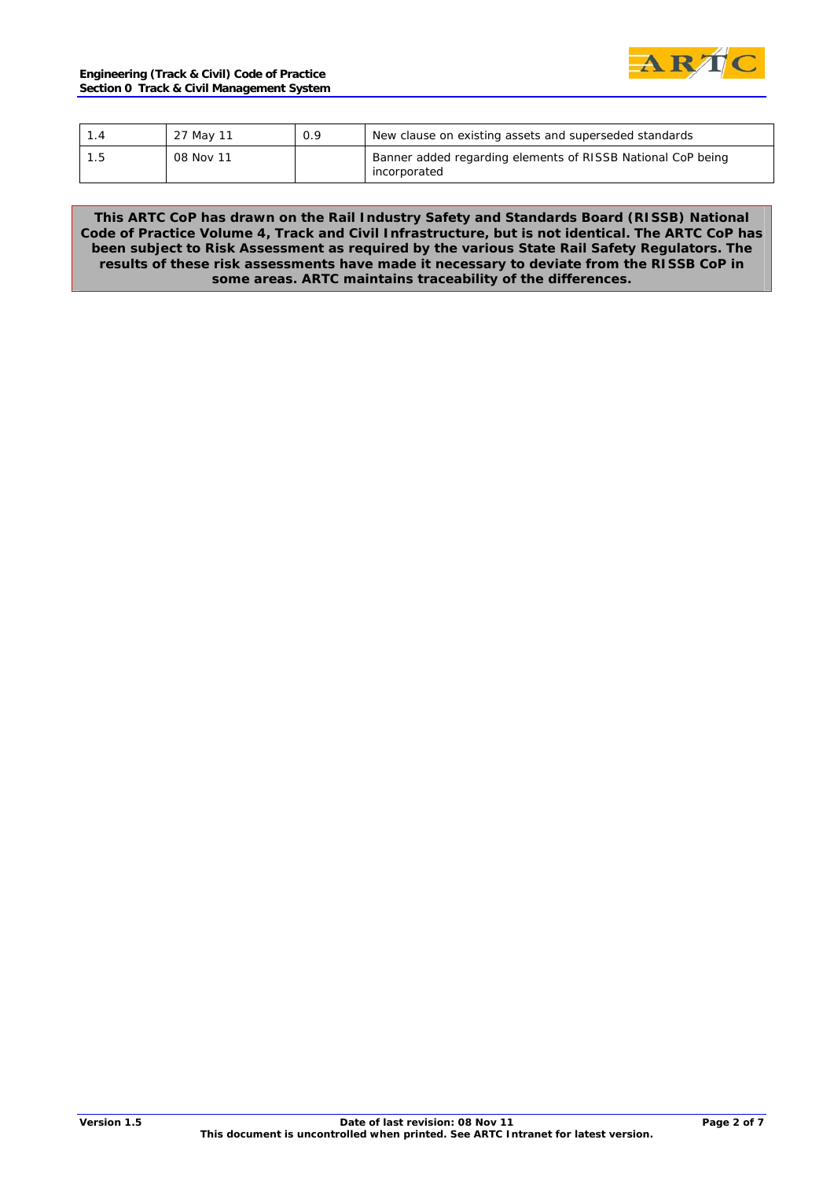| | | | |
|---|---|---|---|
| 1.4 | 27 May 11 | 0.9 | New clause on existing assets and superseded standards |
| 1.5 | 08 Nov 11 | | Banner added regarding elements of RISSB National CoP being incorporated |

**This ARTC CoP has drawn on the Rail Industry Safety and Standards Board (RISSB) National Code of Practice Volume 4, Track and Civil Infrastructure, but is not identical. The ARTC CoP has been subject to Risk Assessment as required by the various State Rail Safety Regulators. The results of these risk assessments have made it necessary to deviate from the RISSB CoP in some areas. ARTC maintains traceability of the differences.**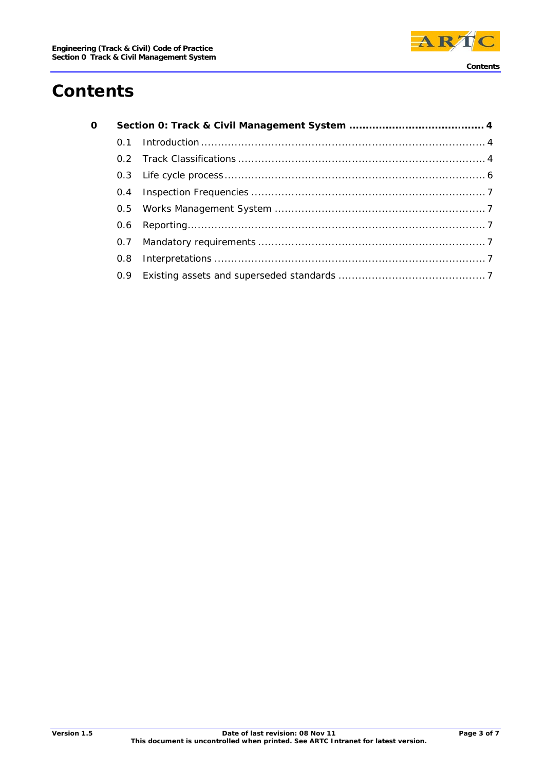# Contents

**0 Section 0: Track & Civil Management System ........................................ 4**

0.1 Introduction .................................................................................... 4

0.2 Track Classifications ......................................................................... 4

0.3 Life cycle process ............................................................................. 6

0.4 Inspection Frequencies ..................................................................... 7

0.5 Works Management System .............................................................. 7

0.6 Reporting ........................................................................................ 7

0.7 Mandatory requirements .................................................................. 7

0.8 Interpretations ................................................................................ 7

0.9 Existing assets and superseded standards ........................................... 7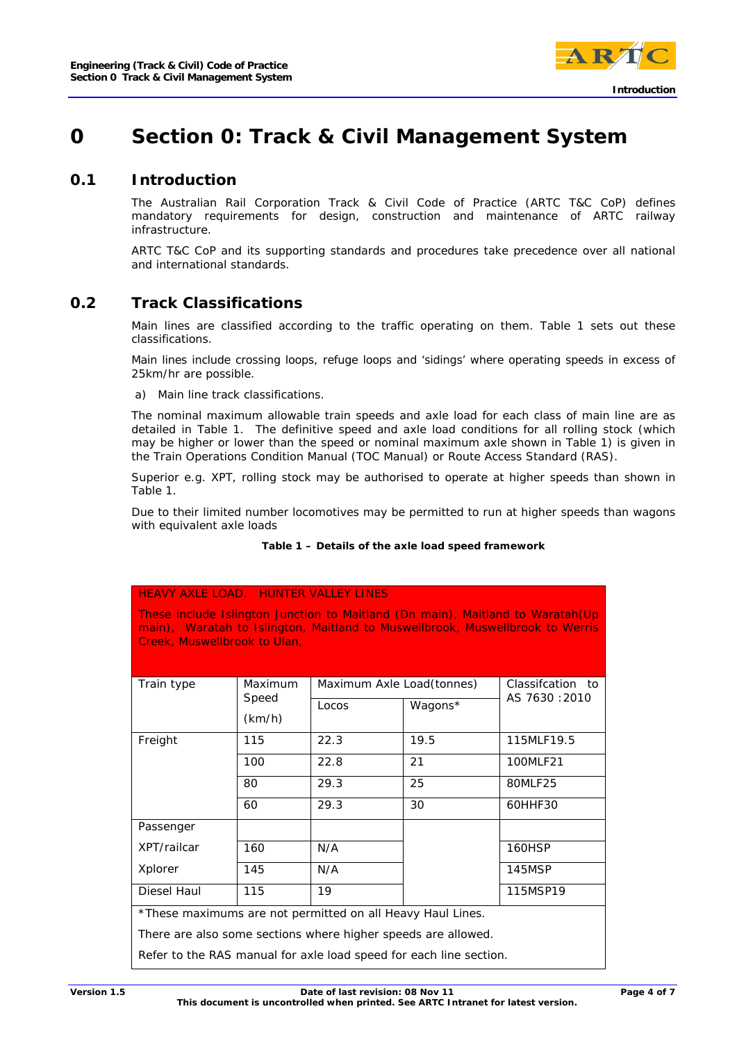# 0 Section 0: Track & Civil Management System

## 0.1 Introduction

The Australian Rail Corporation Track & Civil Code of Practice (ARTC T&C CoP) defines mandatory requirements for design, construction and maintenance of ARTC railway infrastructure.

ARTC T&C CoP and its supporting standards and procedures take precedence over all national and international standards.

## 0.2 Track Classifications

Main lines are classified according to the traffic operating on them. Table 1 sets out these classifications.

Main lines include crossing loops, refuge loops and 'sidings' where operating speeds in excess of 25km/hr are possible.

a) Main line track classifications.

The nominal maximum allowable train speeds and axle load for each class of main line are as detailed in Table 1. The definitive speed and axle load conditions for all rolling stock (which may be higher or lower than the speed or nominal maximum axle shown in Table 1) is given in the Train Operations Condition Manual (TOC Manual) or Route Access Standard (RAS).

Superior e.g. XPT, rolling stock may be authorised to operate at higher speeds than shown in Table 1.

Due to their limited number locomotives may be permitted to run at higher speeds than wagons with equivalent axle loads

**Table 1 – Details of the axle load speed framework**

HEAVY AXLE LOAD. HUNTER VALLEY LINES

These include Islington Junction to Maitland (Dn main), Maitland to Waratah(Up main), Waratah to Islington, Maitland to Muswellbrook, Muswellbrook to Werris Creek, Muswellbrook to Ulan,

| Train type | Maximum Speed (km/h) | Maximum Axle Load(tonnes) | | Classifcation to AS 7630 :2010 |
|---|---|---|---|---|
| | | Locos | Wagons* | |
| Freight | 115 | 22.3 | 19.5 | 115MLF19.5 |
| | 100 | 22.8 | 21 | 100MLF21 |
| | 80 | 29.3 | 25 | 80MLF25 |
| | 60 | 29.3 | 30 | 60HHF30 |
| Passenger | | | | |
| XPT/railcar | 160 | N/A | | 160HSP |
| Xplorer | 145 | N/A | | 145MSP |
| Diesel Haul | 115 | 19 | | 115MSP19 |

*These maximums are not permitted on all Heavy Haul Lines.

There are also some sections where higher speeds are allowed.

Refer to the RAS manual for axle load speed for each line section.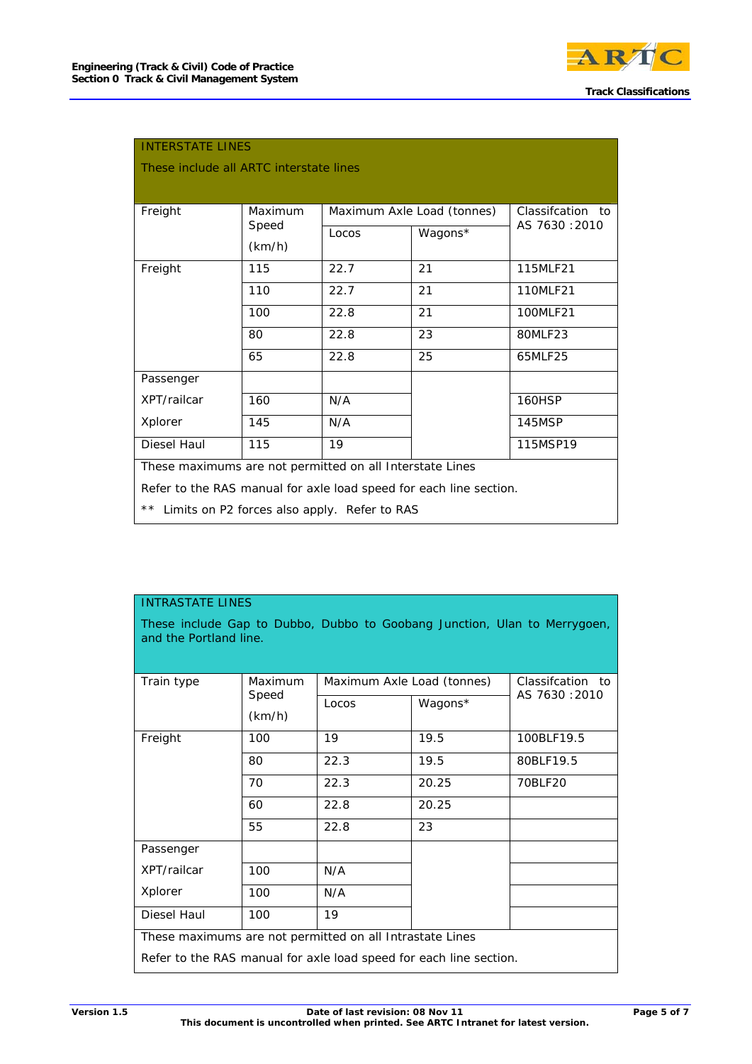| INTERSTATE LINES<br>These include all ARTC interstate lines | | | | |
|---|---|---|---|---|
| Freight | Maximum Speed (km/h) | Maximum Axle Load (tonnes) | | Classifcation to AS 7630 :2010 |
| | | Locos | Wagons* | |
| Freight | 115 | 22.7 | 21 | 115MLF21 |
| | 110 | 22.7 | 21 | 110MLF21 |
| | 100 | 22.8 | 21 | 100MLF21 |
| | 80 | 22.8 | 23 | 80MLF23 |
| | 65 | 22.8 | 25 | 65MLF25 |
| Passenger | | | | |
| XPT/railcar | 160 | N/A | | 160HSP |
| Xplorer | 145 | N/A | | 145MSP |
| Diesel Haul | 115 | 19 | | 115MSP19 |
| These maximums are not permitted on all Interstate Lines<br>Refer to the RAS manual for axle load speed for each line section.<br>** Limits on P2 forces also apply. Refer to RAS | | | | |

| INTRASTATE LINES<br>These include Gap to Dubbo, Dubbo to Goobang Junction, Ulan to Merrygoen, and the Portland line. | | | | |
|---|---|---|---|---|
| Train type | Maximum Speed (km/h) | Maximum Axle Load (tonnes) | | Classifcation to AS 7630 :2010 |
| | | Locos | Wagons* | |
| Freight | 100 | 19 | 19.5 | 100BLF19.5 |
| | 80 | 22.3 | 19.5 | 80BLF19.5 |
| | 70 | 22.3 | 20.25 | 70BLF20 |
| | 60 | 22.8 | 20.25 | |
| | 55 | 22.8 | 23 | |
| Passenger | | | | |
| XPT/railcar | 100 | N/A | | |
| Xplorer | 100 | N/A | | |
| Diesel Haul | 100 | 19 | | |
| These maximums are not permitted on all Intrastate Lines<br>Refer to the RAS manual for axle load speed for each line section. | | | | |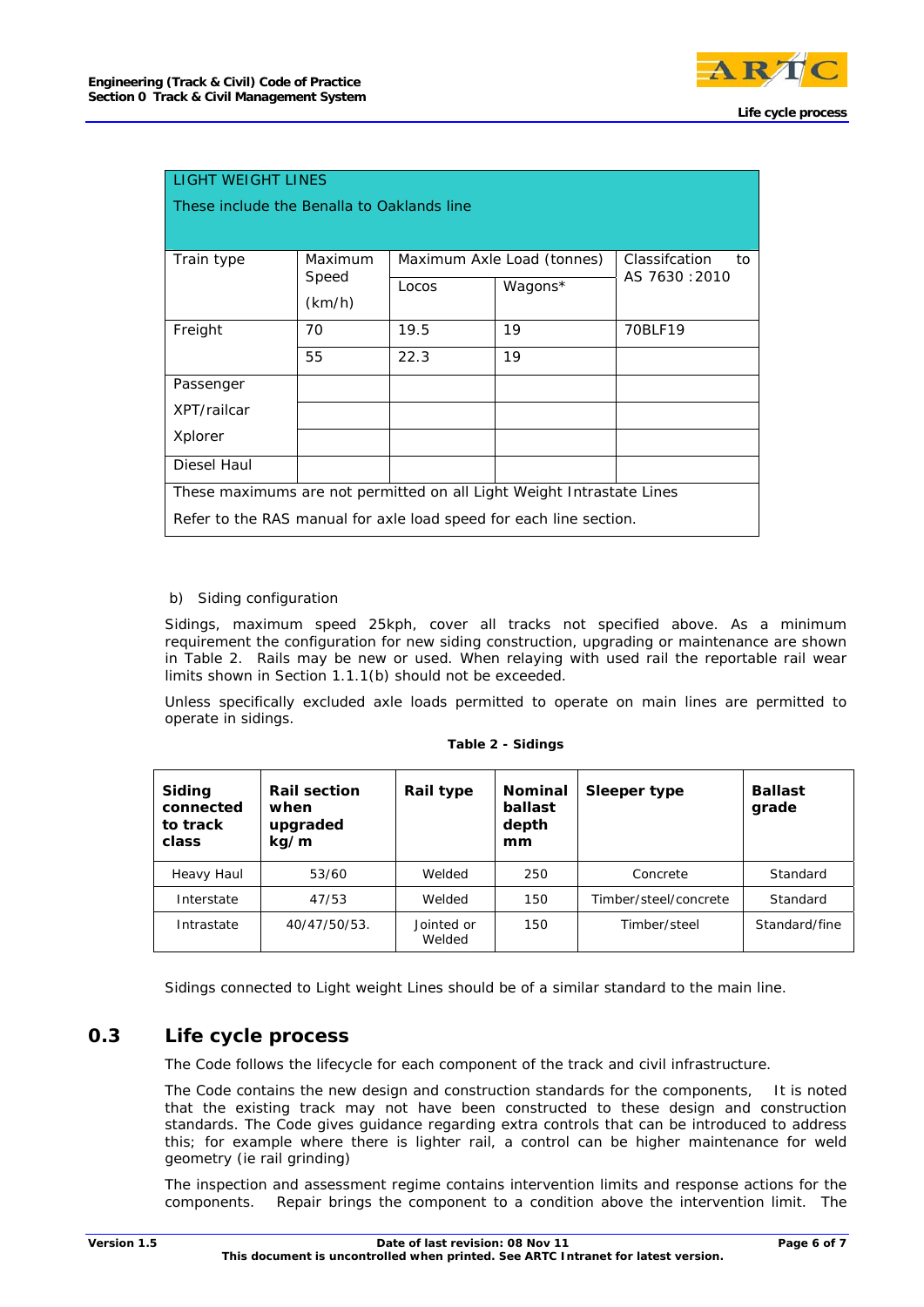| LIGHT WEIGHT LINES<br>These include the Benalla to Oaklands line | | | | |
|---|---|---|---|---|
| Train type | Maximum Speed (km/h) | Maximum Axle Load (tonnes) | | Classifcation to AS 7630 :2010 |
| | | Locos | Wagons* | |
| Freight | 70 | 19.5 | 19 | 70BLF19 |
| | 55 | 22.3 | 19 | |
| Passenger | | | | |
| XPT/railcar | | | | |
| Xplorer | | | | |
| Diesel Haul | | | | |
| These maximums are not permitted on all Light Weight Intrastate Lines<br>Refer to the RAS manual for axle load speed for each line section. | | | | |

b) Siding configuration

Sidings, maximum speed 25kph, cover all tracks not specified above. As a minimum requirement the configuration for new siding construction, upgrading or maintenance are shown in Table 2. Rails may be new or used. When relaying with used rail the reportable rail wear limits shown in Section 1.1.1(b) should not be exceeded.

Unless specifically excluded axle loads permitted to operate on main lines are permitted to operate in sidings.

**Table 2 - Sidings**

| **Siding connected to track class** | **Rail section when upgraded kg/m** | **Rail type** | **Nominal ballast depth mm** | **Sleeper type** | **Ballast grade** |
|---|---|---|---|---|---|
| Heavy Haul | 53/60 | Welded | 250 | Concrete | Standard |
| Interstate | 47/53 | Welded | 150 | Timber/steel/concrete | Standard |
| Intrastate | 40/47/50/53. | Jointed or Welded | 150 | Timber/steel | Standard/fine |

Sidings connected to Light weight Lines should be of a similar standard to the main line.

## 0.3 Life cycle process

The Code follows the lifecycle for each component of the track and civil infrastructure.

The Code contains the new design and construction standards for the components, It is noted that the existing track may not have been constructed to these design and construction standards. The Code gives guidance regarding extra controls that can be introduced to address this; for example where there is lighter rail, a control can be higher maintenance for weld geometry (ie rail grinding)

The inspection and assessment regime contains intervention limits and response actions for the components. Repair brings the component to a condition above the intervention limit. The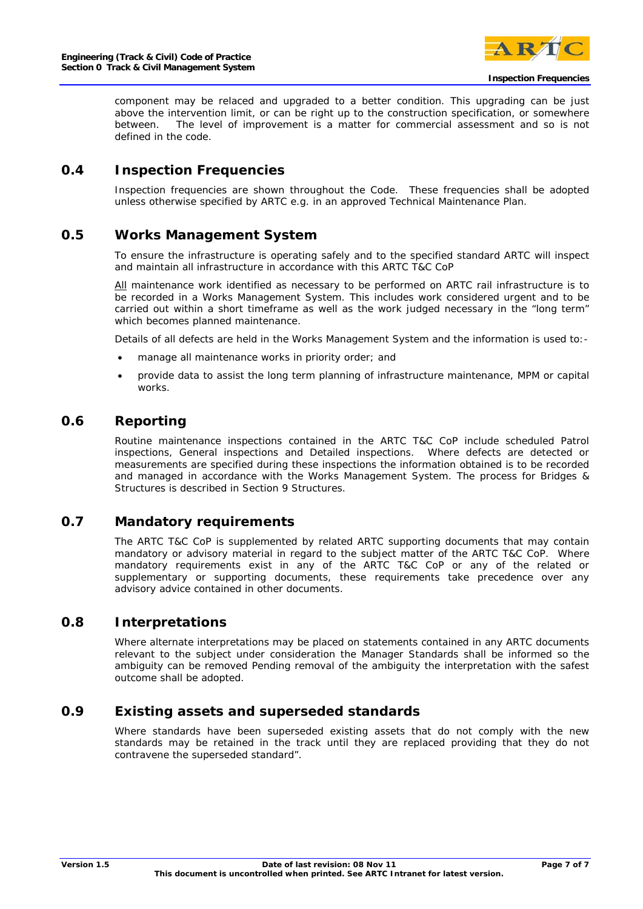component may be relaced and upgraded to a better condition. This upgrading can be just above the intervention limit, or can be right up to the construction specification, or somewhere between. The level of improvement is a matter for commercial assessment and so is not defined in the code.

## 0.4 Inspection Frequencies

Inspection frequencies are shown throughout the Code. These frequencies shall be adopted unless otherwise specified by ARTC e.g. in an approved Technical Maintenance Plan.

## 0.5 Works Management System

To ensure the infrastructure is operating safely and to the specified standard ARTC will inspect and maintain all infrastructure in accordance with this ARTC T&C CoP

All maintenance work identified as necessary to be performed on ARTC rail infrastructure is to be recorded in a Works Management System. This includes work considered urgent and to be carried out within a short timeframe as well as the work judged necessary in the "long term" which becomes planned maintenance.

Details of all defects are held in the Works Management System and the information is used to:-

- manage all maintenance works in priority order; and
- provide data to assist the long term planning of infrastructure maintenance, MPM or capital works.

## 0.6 Reporting

Routine maintenance inspections contained in the ARTC T&C CoP include scheduled Patrol inspections, General inspections and Detailed inspections. Where defects are detected or measurements are specified during these inspections the information obtained is to be recorded and managed in accordance with the Works Management System. The process for Bridges & Structures is described in Section 9 Structures.

## 0.7 Mandatory requirements

The ARTC T&C CoP is supplemented by related ARTC supporting documents that may contain mandatory or advisory material in regard to the subject matter of the ARTC T&C CoP. Where mandatory requirements exist in any of the ARTC T&C CoP or any of the related or supplementary or supporting documents, these requirements take precedence over any advisory advice contained in other documents.

## 0.8 Interpretations

Where alternate interpretations may be placed on statements contained in any ARTC documents relevant to the subject under consideration the Manager Standards shall be informed so the ambiguity can be removed Pending removal of the ambiguity the interpretation with the safest outcome shall be adopted.

## 0.9 Existing assets and superseded standards

Where standards have been superseded existing assets that do not comply with the new standards may be retained in the track until they are replaced providing that they do not contravene the superseded standard".